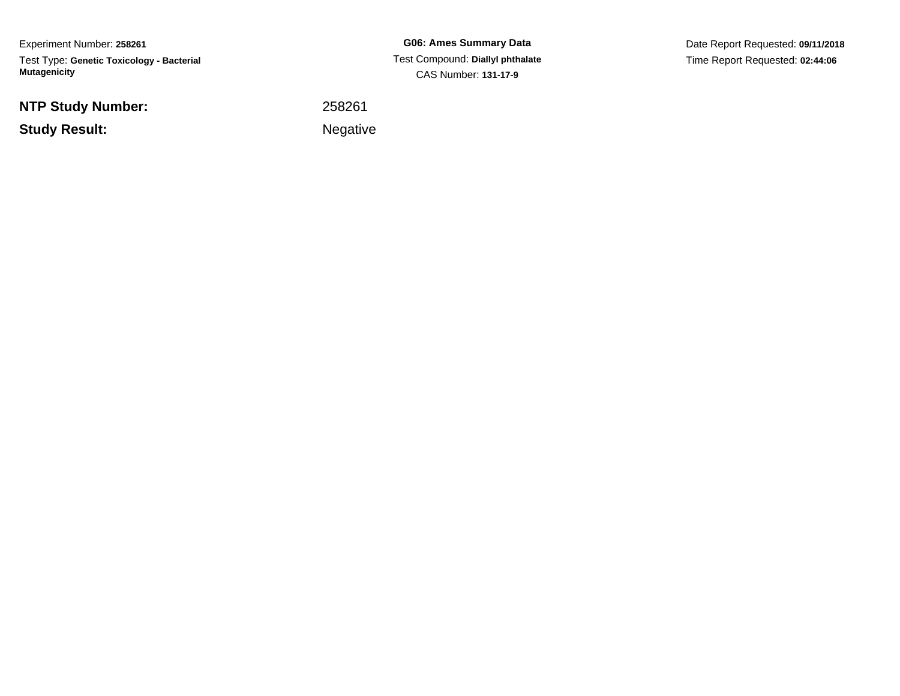Experiment Number: **258261**

Test Type: **Genetic Toxicology - Bacterial Mutagenicity**

**G06: Ames Summary Data**

Test Compound: **Diallyl phthalate**

CAS Number: **131-17-9**

Date Report Requested: **09/11/2018**

Time Report Requested: **02:44:06**

| | |
|---|---|
| **NTP Study Number:** | 258261 |
| **Study Result:** | Negative |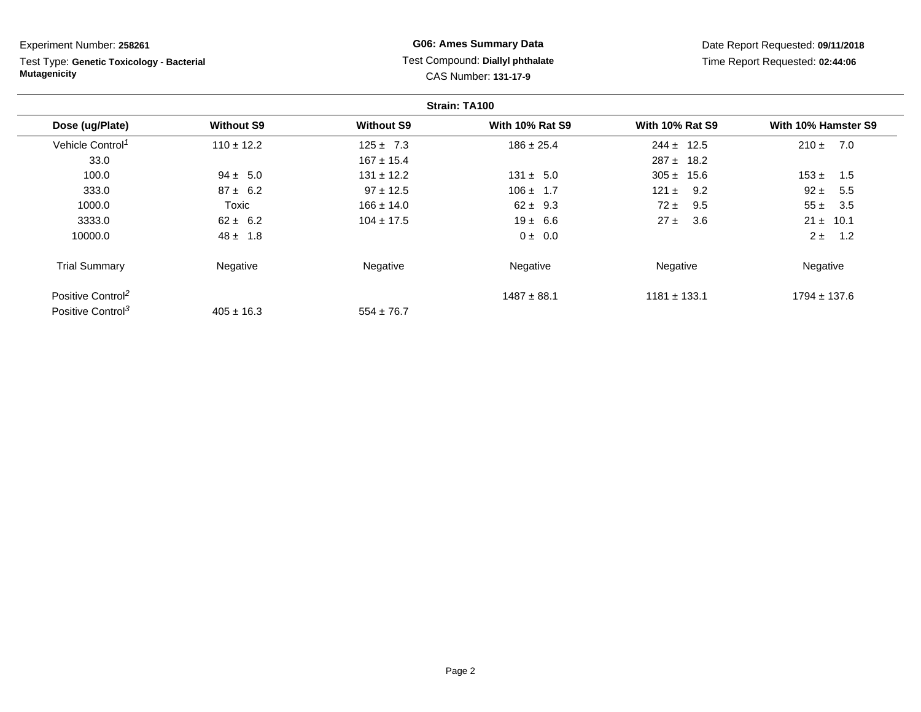Experiment Number: **258261**

Test Type: **Genetic Toxicology - Bacterial Mutagenicity**

**G06: Ames Summary Data**

Test Compound: **Diallyl phthalate**

CAS Number: **131-17-9**

Date Report Requested: **09/11/2018**

Time Report Requested: **02:44:06**

**Strain: TA100**

| Dose (ug/Plate) | Without S9 | Without S9 | With 10% Rat S9 | With 10% Rat S9 | With 10% Hamster S9 |
|---|---|---|---|---|---|
| Vehicle Control[1] | 110 ± 12.2 | 125 ± 7.3 | 186 ± 25.4 | 244 ± 12.5 | 210 ± 7.0 |
| 33.0 | | 167 ± 15.4 | | 287 ± 18.2 | |
| 100.0 | 94 ± 5.0 | 131 ± 12.2 | 131 ± 5.0 | 305 ± 15.6 | 153 ± 1.5 |
| 333.0 | 87 ± 6.2 | 97 ± 12.5 | 106 ± 1.7 | 121 ± 9.2 | 92 ± 5.5 |
| 1000.0 | Toxic | 166 ± 14.0 | 62 ± 9.3 | 72 ± 9.5 | 55 ± 3.5 |
| 3333.0 | 62 ± 6.2 | 104 ± 17.5 | 19 ± 6.6 | 27 ± 3.6 | 21 ± 10.1 |
| 10000.0 | 48 ± 1.8 | | 0 ± 0.0 | | 2 ± 1.2 |
| Trial Summary | Negative | Negative | Negative | Negative | Negative |
| Positive Control[2] | | | 1487 ± 88.1 | 1181 ± 133.1 | 1794 ± 137.6 |
| Positive Control[3] | 405 ± 16.3 | 554 ± 76.7 | | | |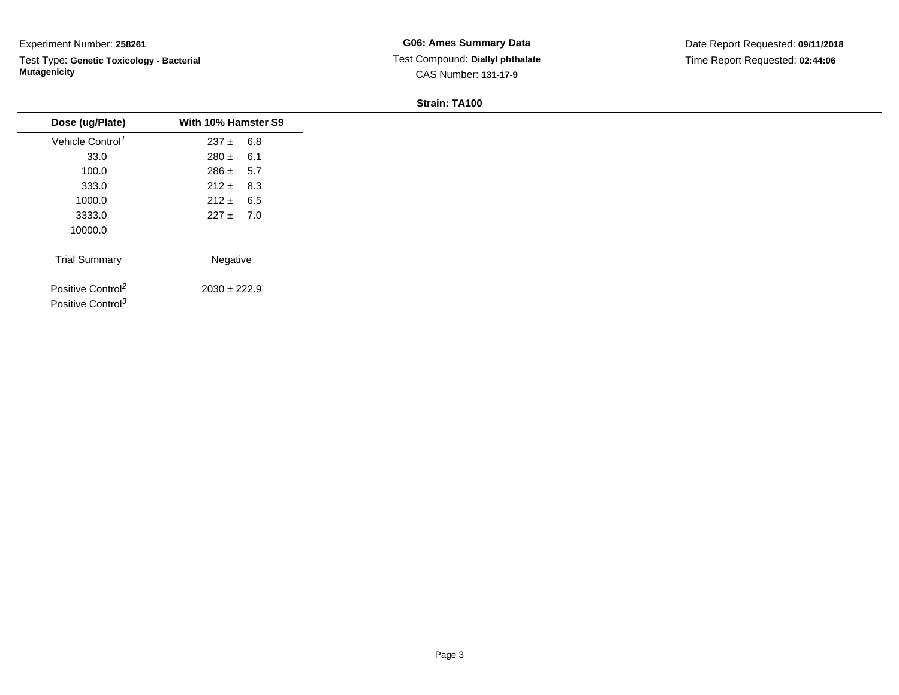Experiment Number: **258261**

Test Type: **Genetic Toxicology - Bacterial Mutagenicity**

**G06: Ames Summary Data**

Test Compound: **Diallyl phthalate**

CAS Number: **131-17-9**

Date Report Requested: **09/11/2018**

Time Report Requested: **02:44:06**

**Strain: TA100**

| Dose (ug/Plate) | With 10% Hamster S9 |
|---|---|
| Vehicle Control[1] | 237 ± 6.8 |
| 33.0 | 280 ± 6.1 |
| 100.0 | 286 ± 5.7 |
| 333.0 | 212 ± 8.3 |
| 1000.0 | 212 ± 6.5 |
| 3333.0 | 227 ± 7.0 |
| 10000.0 | |
| Trial Summary | Negative |
| Positive Control[2] | 2030 ± 222.9 |
| Positive Control[3] | |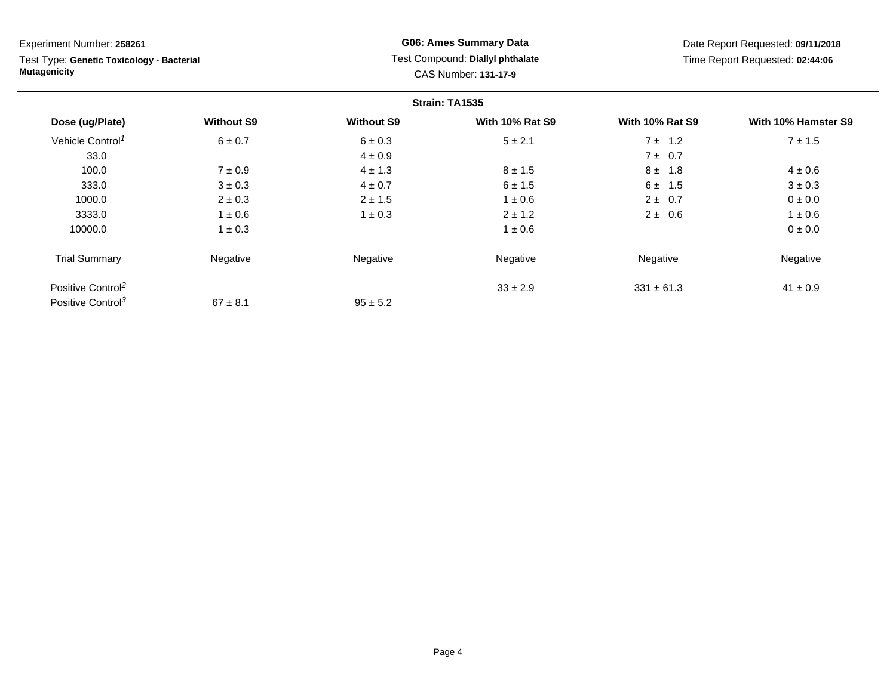Experiment Number: **258261**

Test Type: **Genetic Toxicology - Bacterial Mutagenicity**

**G06: Ames Summary Data**

Test Compound: **Diallyl phthalate**

CAS Number: **131-17-9**

Date Report Requested: **09/11/2018**

Time Report Requested: **02:44:06**

**Strain: TA1535**

| Dose (ug/Plate) | Without S9 | Without S9 | With 10% Rat S9 | With 10% Rat S9 | With 10% Hamster S9 |
|---|---|---|---|---|---|
| Vehicle Control[1] | 6 ± 0.7 | 6 ± 0.3 | 5 ± 2.1 | 7 ± 1.2 | 7 ± 1.5 |
| 33.0 | | 4 ± 0.9 | | 7 ± 0.7 | |
| 100.0 | 7 ± 0.9 | 4 ± 1.3 | 8 ± 1.5 | 8 ± 1.8 | 4 ± 0.6 |
| 333.0 | 3 ± 0.3 | 4 ± 0.7 | 6 ± 1.5 | 6 ± 1.5 | 3 ± 0.3 |
| 1000.0 | 2 ± 0.3 | 2 ± 1.5 | 1 ± 0.6 | 2 ± 0.7 | 0 ± 0.0 |
| 3333.0 | 1 ± 0.6 | 1 ± 0.3 | 2 ± 1.2 | 2 ± 0.6 | 1 ± 0.6 |
| 10000.0 | 1 ± 0.3 | | 1 ± 0.6 | | 0 ± 0.0 |
| Trial Summary | Negative | Negative | Negative | Negative | Negative |
| Positive Control[2] | | | 33 ± 2.9 | 331 ± 61.3 | 41 ± 0.9 |
| Positive Control[3] | 67 ± 8.1 | 95 ± 5.2 | | | |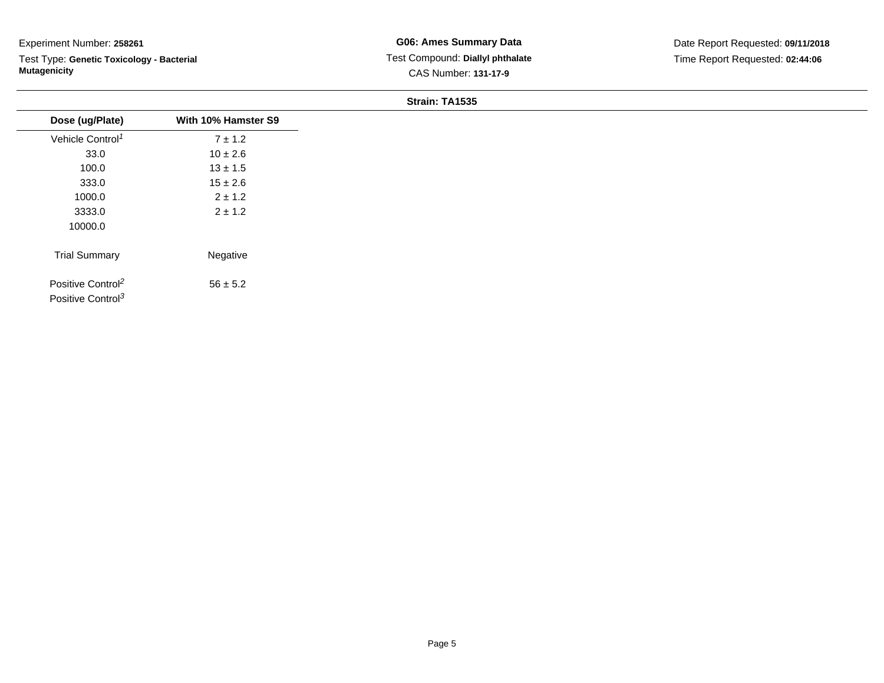Experiment Number: **258261**

Test Type: **Genetic Toxicology - Bacterial Mutagenicity**

**G06: Ames Summary Data**

Test Compound: **Diallyl phthalate**

CAS Number: **131-17-9**

Date Report Requested: **09/11/2018**

Time Report Requested: **02:44:06**

**Strain: TA1535**

| Dose (ug/Plate) | With 10% Hamster S9 |
|---|---|
| Vehicle Control[1] | 7 ± 1.2 |
| 33.0 | 10 ± 2.6 |
| 100.0 | 13 ± 1.5 |
| 333.0 | 15 ± 2.6 |
| 1000.0 | 2 ± 1.2 |
| 3333.0 | 2 ± 1.2 |
| 10000.0 | |
| Trial Summary | Negative |
| Positive Control[2] | 56 ± 5.2 |
| Positive Control[3] | |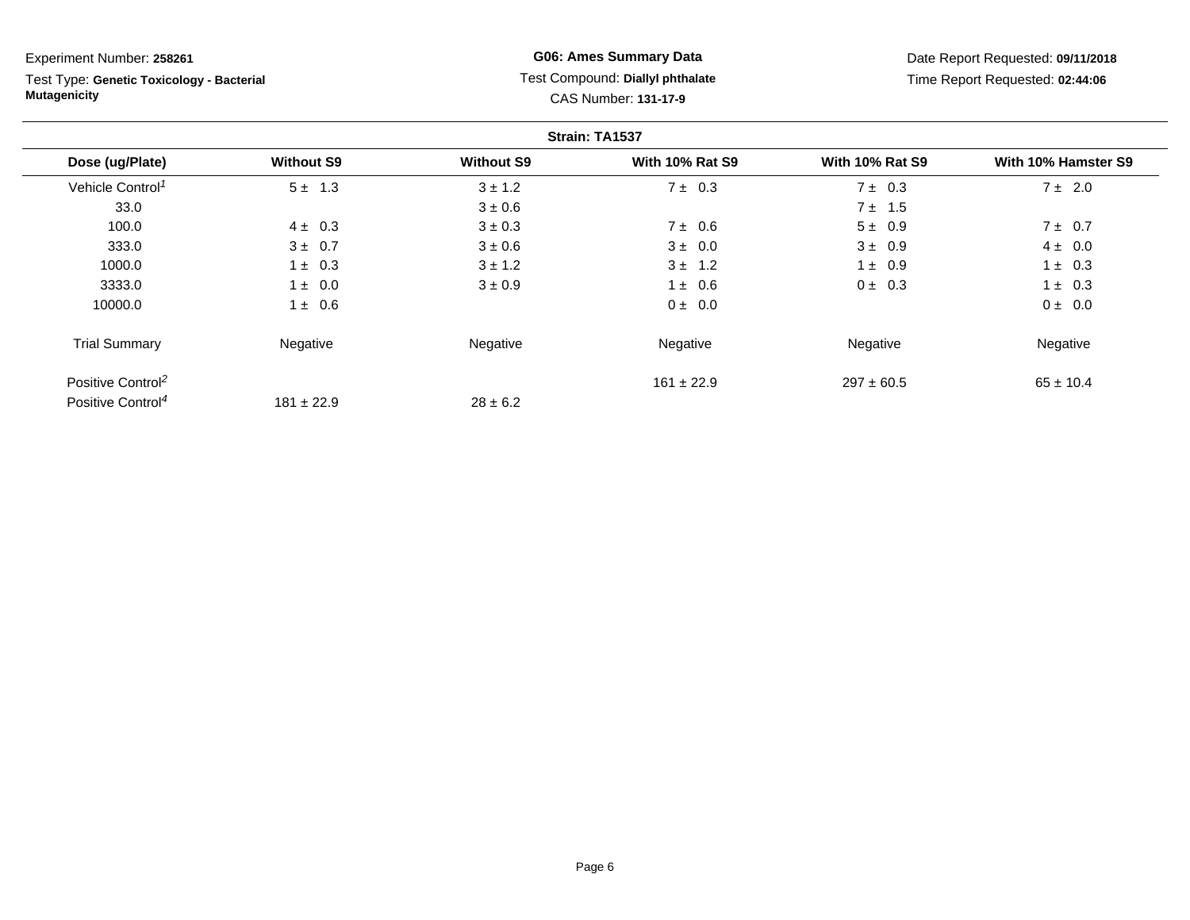Experiment Number: **258261**

Test Type: **Genetic Toxicology - Bacterial Mutagenicity**

**G06: Ames Summary Data**

Test Compound: **Diallyl phthalate**

CAS Number: **131-17-9**

Date Report Requested: **09/11/2018**

Time Report Requested: **02:44:06**

**Strain: TA1537**

| Dose (ug/Plate) | Without S9 | Without S9 | With 10% Rat S9 | With 10% Rat S9 | With 10% Hamster S9 |
|---|---|---|---|---|---|
| Vehicle Control[1] | 5 ± 1.3 | 3 ± 1.2 | 7 ± 0.3 | 7 ± 0.3 | 7 ± 2.0 |
| 33.0 | | 3 ± 0.6 | | 7 ± 1.5 | |
| 100.0 | 4 ± 0.3 | 3 ± 0.3 | 7 ± 0.6 | 5 ± 0.9 | 7 ± 0.7 |
| 333.0 | 3 ± 0.7 | 3 ± 0.6 | 3 ± 0.0 | 3 ± 0.9 | 4 ± 0.0 |
| 1000.0 | 1 ± 0.3 | 3 ± 1.2 | 3 ± 1.2 | 1 ± 0.9 | 1 ± 0.3 |
| 3333.0 | 1 ± 0.0 | 3 ± 0.9 | 1 ± 0.6 | 0 ± 0.3 | 1 ± 0.3 |
| 10000.0 | 1 ± 0.6 | | 0 ± 0.0 | | 0 ± 0.0 |
| Trial Summary | Negative | Negative | Negative | Negative | Negative |
| Positive Control[2] | | | 161 ± 22.9 | 297 ± 60.5 | 65 ± 10.4 |
| Positive Control[4] | 181 ± 22.9 | 28 ± 6.2 | | | |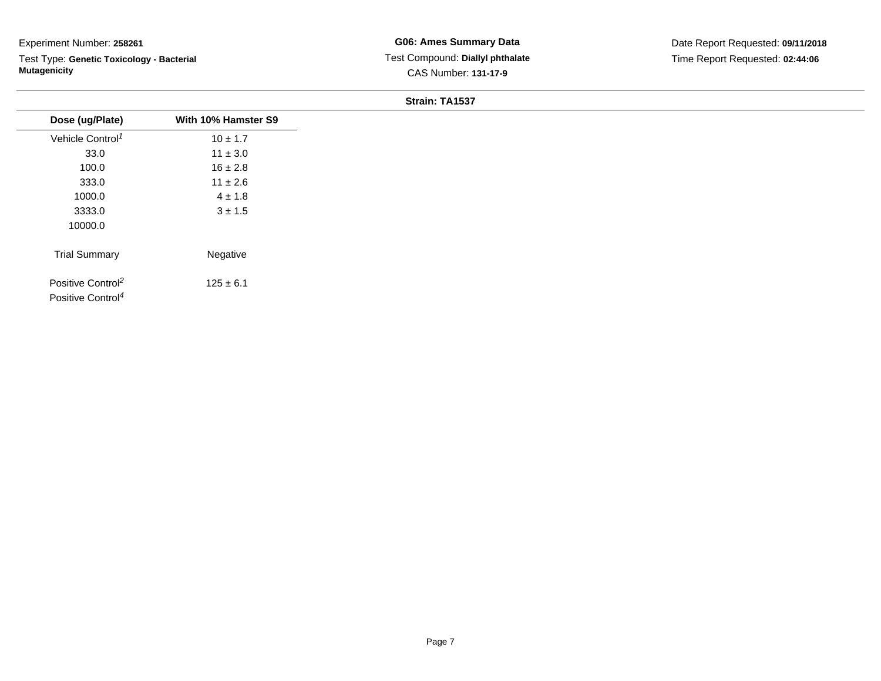Experiment Number: **258261**

Test Type: **Genetic Toxicology - Bacterial Mutagenicity**

**G06: Ames Summary Data**

Test Compound: **Diallyl phthalate**

CAS Number: **131-17-9**

Date Report Requested: **09/11/2018**

Time Report Requested: **02:44:06**

**Strain: TA1537**

| Dose (ug/Plate) | With 10% Hamster S9 |
|---|---|
| Vehicle Control[1] | 10 ± 1.7 |
| 33.0 | 11 ± 3.0 |
| 100.0 | 16 ± 2.8 |
| 333.0 | 11 ± 2.6 |
| 1000.0 | 4 ± 1.8 |
| 3333.0 | 3 ± 1.5 |
| 10000.0 | |
| Trial Summary | Negative |
| Positive Control[2] | 125 ± 6.1 |
| Positive Control[4] | |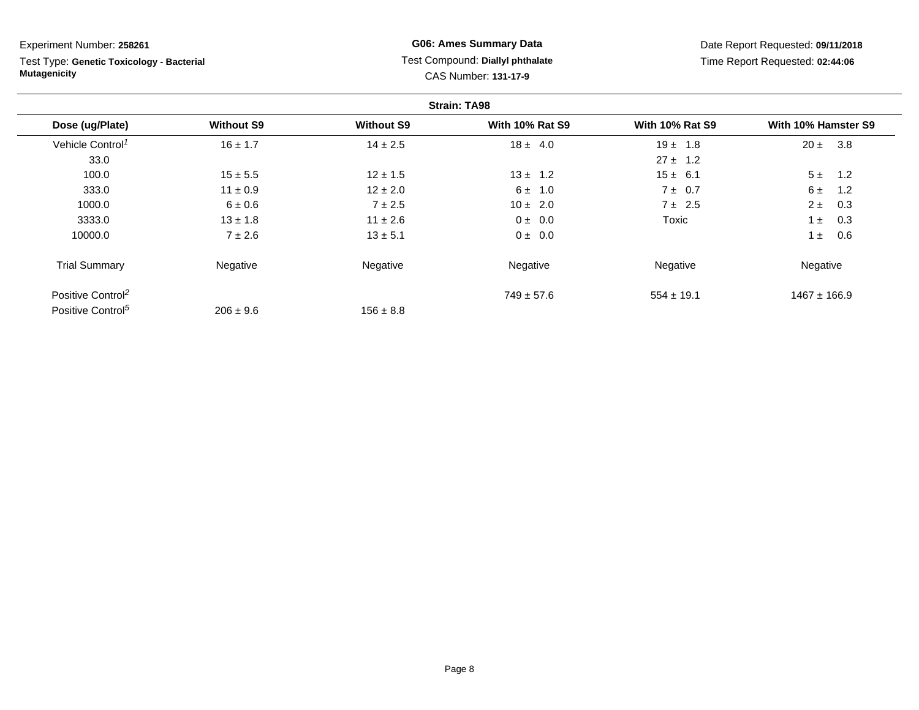Experiment Number: **258261**

Test Type: **Genetic Toxicology - Bacterial Mutagenicity**

**G06: Ames Summary Data**

Test Compound: **Diallyl phthalate**

CAS Number: **131-17-9**

Date Report Requested: **09/11/2018**

Time Report Requested: **02:44:06**

**Strain: TA98**

| Dose (ug/Plate) | Without S9 | Without S9 | With 10% Rat S9 | With 10% Rat S9 | With 10% Hamster S9 |
|---|---|---|---|---|---|
| Vehicle Control[1] | 16 ± 1.7 | 14 ± 2.5 | 18 ± 4.0 | 19 ± 1.8 | 20 ± 3.8 |
| 33.0 | | | | 27 ± 1.2 | |
| 100.0 | 15 ± 5.5 | 12 ± 1.5 | 13 ± 1.2 | 15 ± 6.1 | 5 ± 1.2 |
| 333.0 | 11 ± 0.9 | 12 ± 2.0 | 6 ± 1.0 | 7 ± 0.7 | 6 ± 1.2 |
| 1000.0 | 6 ± 0.6 | 7 ± 2.5 | 10 ± 2.0 | 7 ± 2.5 | 2 ± 0.3 |
| 3333.0 | 13 ± 1.8 | 11 ± 2.6 | 0 ± 0.0 | Toxic | 1 ± 0.3 |
| 10000.0 | 7 ± 2.6 | 13 ± 5.1 | 0 ± 0.0 | | 1 ± 0.6 |
| Trial Summary | Negative | Negative | Negative | Negative | Negative |
| Positive Control[2] | | | 749 ± 57.6 | 554 ± 19.1 | 1467 ± 166.9 |
| Positive Control[5] | 206 ± 9.6 | 156 ± 8.8 | | | |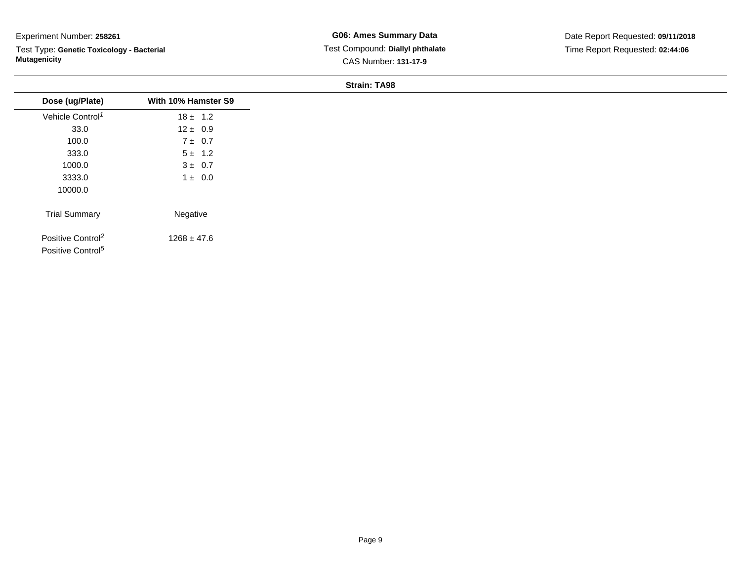Experiment Number: **258261**

Test Type: **Genetic Toxicology - Bacterial Mutagenicity**

**G06: Ames Summary Data**

Test Compound: **Diallyl phthalate**

CAS Number: **131-17-9**

Date Report Requested: **09/11/2018**

Time Report Requested: **02:44:06**

**Strain: TA98**

| Dose (ug/Plate) | With 10% Hamster S9 |
|---|---|
| Vehicle Control[1] | 18 ± 1.2 |
| 33.0 | 12 ± 0.9 |
| 100.0 | 7 ± 0.7 |
| 333.0 | 5 ± 1.2 |
| 1000.0 | 3 ± 0.7 |
| 3333.0 | 1 ± 0.0 |
| 10000.0 | |
| Trial Summary | Negative |
| Positive Control[2] | 1268 ± 47.6 |
| Positive Control[5] | |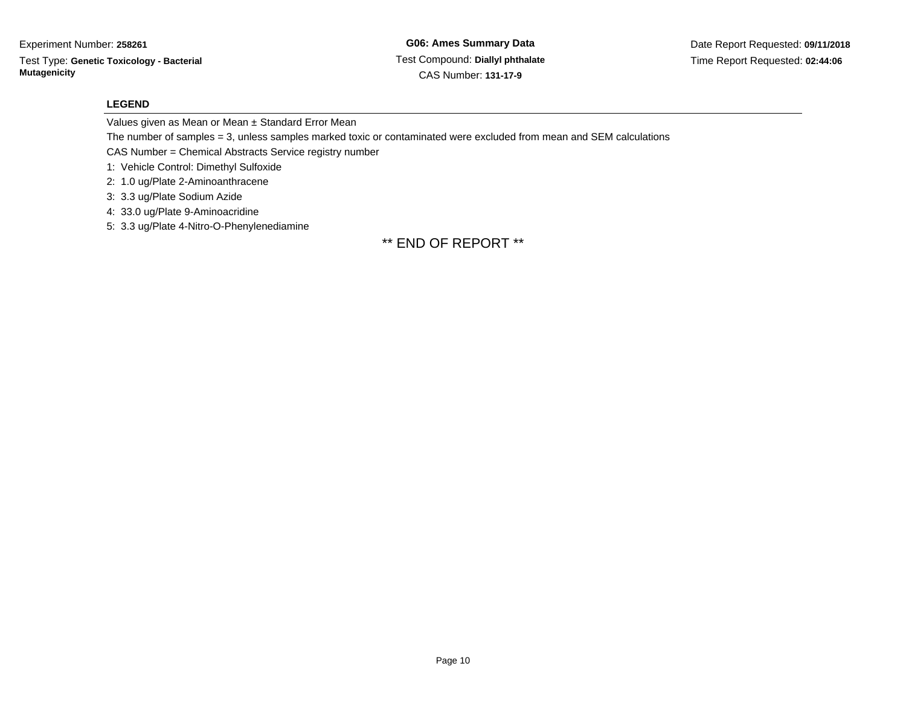**LEGEND**

Values given as Mean or Mean ± Standard Error Mean

The number of samples = 3, unless samples marked toxic or contaminated were excluded from mean and SEM calculations

CAS Number = Chemical Abstracts Service registry number

1: Vehicle Control: Dimethyl Sulfoxide

2: 1.0 ug/Plate 2-Aminoanthracene

3: 3.3 ug/Plate Sodium Azide

4: 33.0 ug/Plate 9-Aminoacridine

5: 3.3 ug/Plate 4-Nitro-O-Phenylenediamine

** END OF REPORT **